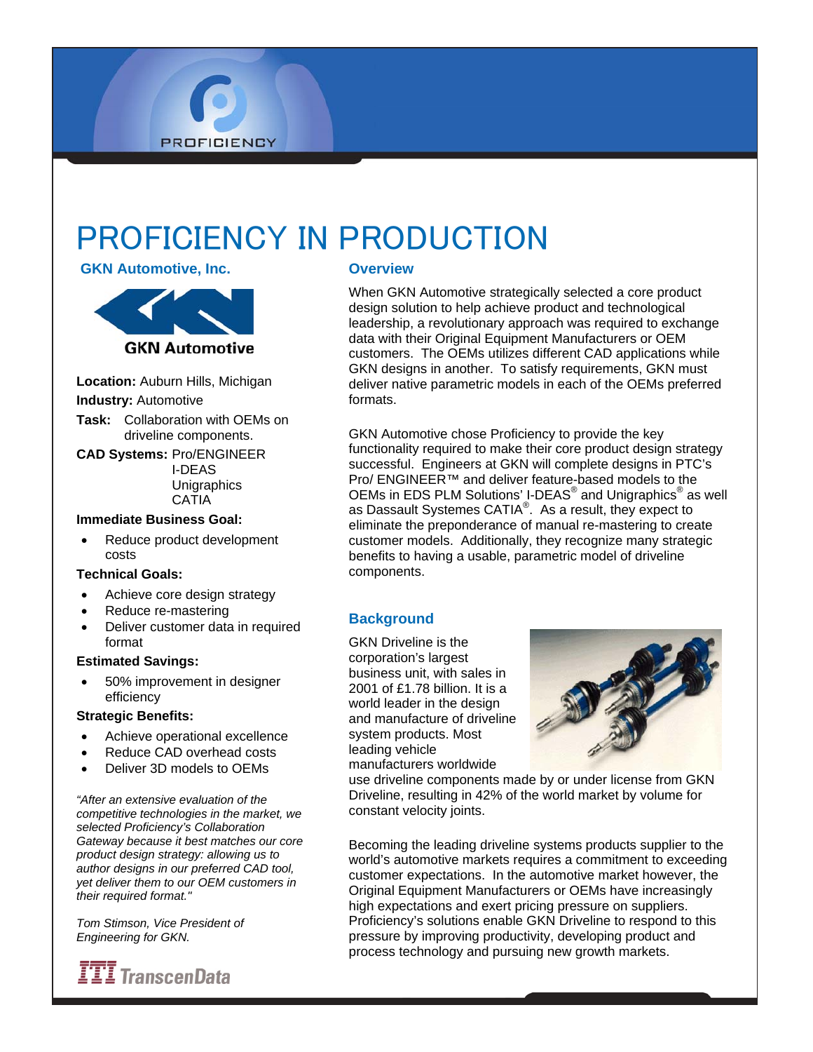# PROFICIENCY IN PRODUCTION

## GKN Automotive, Inc.

GKN Automotive

**Location:** Auburn Hills, Michigan

**Industry:** Automotive

**Task:** Collaboration with OEMs on driveline components.

**CAD Systems:** Pro/ENGINEER
I-DEAS
Unigraphics
CATIA

**Immediate Business Goal:**

- Reduce product development costs

**Technical Goals:**

- Achieve core design strategy
- Reduce re-mastering
- Deliver customer data in required format

**Estimated Savings:**

- 50% improvement in designer efficiency

**Strategic Benefits:**

- Achieve operational excellence
- Reduce CAD overhead costs
- Deliver 3D models to OEMs

*"After an extensive evaluation of the competitive technologies in the market, we selected Proficiency's Collaboration Gateway because it best matches our core product design strategy: allowing us to author designs in our preferred CAD tool, yet deliver them to our OEM customers in their required format."*

*Tom Stimson, Vice President of Engineering for GKN.*

ITI TranscenData

## Overview

When GKN Automotive strategically selected a core product design solution to help achieve product and technological leadership, a revolutionary approach was required to exchange data with their Original Equipment Manufacturers or OEM customers. The OEMs utilizes different CAD applications while GKN designs in another. To satisfy requirements, GKN must deliver native parametric models in each of the OEMs preferred formats.

GKN Automotive chose Proficiency to provide the key functionality required to make their core product design strategy successful. Engineers at GKN will complete designs in PTC's Pro/ ENGINEER™ and deliver feature-based models to the OEMs in EDS PLM Solutions' I-DEAS® and Unigraphics® as well as Dassault Systemes CATIA®. As a result, they expect to eliminate the preponderance of manual re-mastering to create customer models. Additionally, they recognize many strategic benefits to having a usable, parametric model of driveline components.

## Background

GKN Driveline is the corporation's largest business unit, with sales in 2001 of £1.78 billion. It is a world leader in the design and manufacture of driveline system products. Most leading vehicle manufacturers worldwide use driveline components made by or under license from GKN Driveline, resulting in 42% of the world market by volume for constant velocity joints.

Becoming the leading driveline systems products supplier to the world's automotive markets requires a commitment to exceeding customer expectations. In the automotive market however, the Original Equipment Manufacturers or OEMs have increasingly high expectations and exert pricing pressure on suppliers. Proficiency's solutions enable GKN Driveline to respond to this pressure by improving productivity, developing product and process technology and pursuing new growth markets.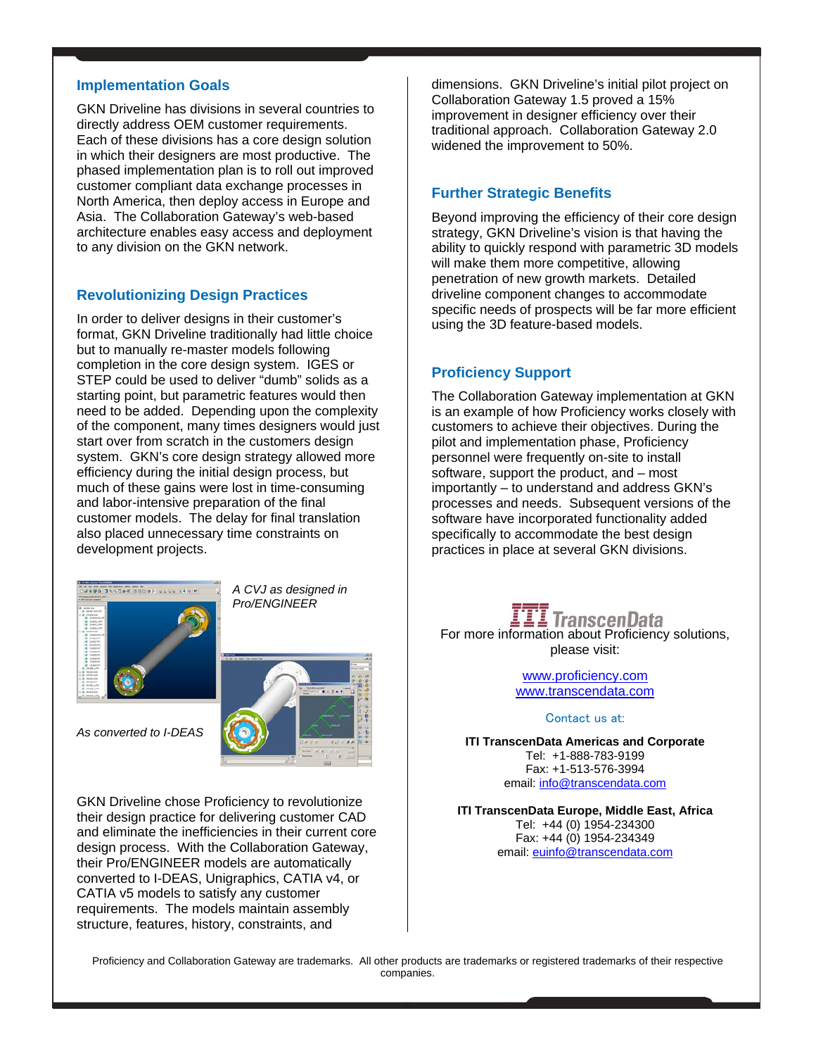## Implementation Goals

GKN Driveline has divisions in several countries to directly address OEM customer requirements. Each of these divisions has a core design solution in which their designers are most productive. The phased implementation plan is to roll out improved customer compliant data exchange processes in North America, then deploy access in Europe and Asia. The Collaboration Gateway's web-based architecture enables easy access and deployment to any division on the GKN network.

## Revolutionizing Design Practices

In order to deliver designs in their customer's format, GKN Driveline traditionally had little choice but to manually re-master models following completion in the core design system. IGES or STEP could be used to deliver "dumb" solids as a starting point, but parametric features would then need to be added. Depending upon the complexity of the component, many times designers would just start over from scratch in the customers design system. GKN's core design strategy allowed more efficiency during the initial design process, but much of these gains were lost in time-consuming and labor-intensive preparation of the final customer models. The delay for final translation also placed unnecessary time constraints on development projects.

*A CVJ as designed in Pro/ENGINEER*

*As converted to I-DEAS*

GKN Driveline chose Proficiency to revolutionize their design practice for delivering customer CAD and eliminate the inefficiencies in their current core design process. With the Collaboration Gateway, their Pro/ENGINEER models are automatically converted to I-DEAS, Unigraphics, CATIA v4, or CATIA v5 models to satisfy any customer requirements. The models maintain assembly structure, features, history, constraints, and dimensions. GKN Driveline's initial pilot project on Collaboration Gateway 1.5 proved a 15% improvement in designer efficiency over their traditional approach. Collaboration Gateway 2.0 widened the improvement to 50%.

## Further Strategic Benefits

Beyond improving the efficiency of their core design strategy, GKN Driveline's vision is that having the ability to quickly respond with parametric 3D models will make them more competitive, allowing penetration of new growth markets. Detailed driveline component changes to accommodate specific needs of prospects will be far more efficient using the 3D feature-based models.

## Proficiency Support

The Collaboration Gateway implementation at GKN is an example of how Proficiency works closely with customers to achieve their objectives. During the pilot and implementation phase, Proficiency personnel were frequently on-site to install software, support the product, and – most importantly – to understand and address GKN's processes and needs. Subsequent versions of the software have incorporated functionality added specifically to accommodate the best design practices in place at several GKN divisions.

ITI TranscenData

For more information about Proficiency solutions, please visit:

www.proficiency.com
www.transcendata.com

Contact us at:

**ITI TranscenData Americas and Corporate**
Tel: +1-888-783-9199
Fax: +1-513-576-3994
email: info@transcendata.com

**ITI TranscenData Europe, Middle East, Africa**
Tel: +44 (0) 1954-234300
Fax: +44 (0) 1954-234349
email: euinfo@transcendata.com

Proficiency and Collaboration Gateway are trademarks. All other products are trademarks or registered trademarks of their respective companies.